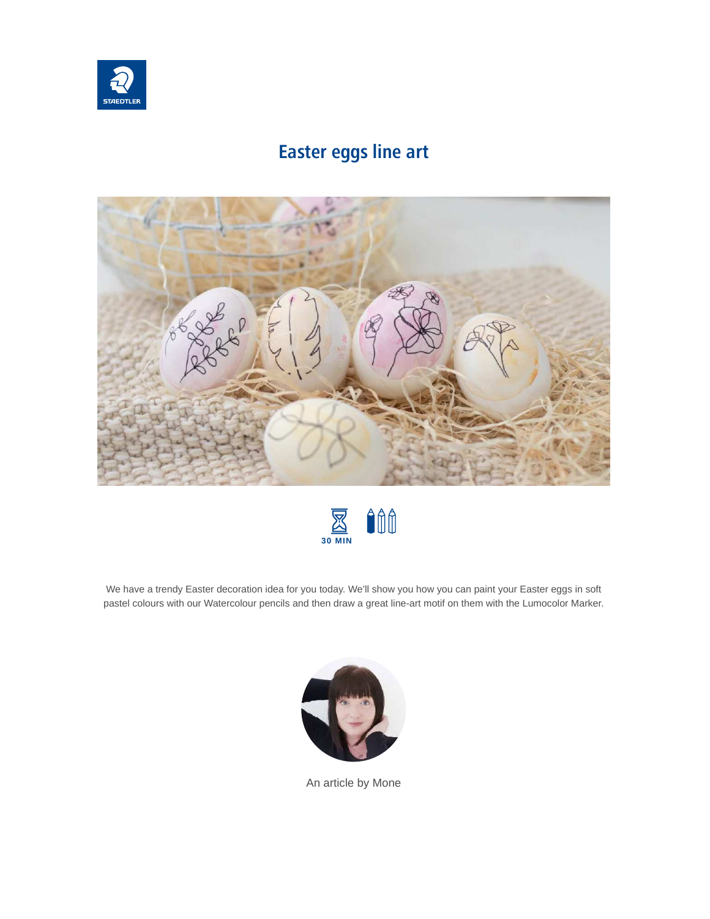# Easter eggs line art

30 MIN

We have a trendy Easter decoration idea for you today. We'll show you how you can paint your Easter eggs in soft pastel colours with our Watercolour pencils and then draw a great line-art motif on them with the Lumocolor Marker.

An article by Mone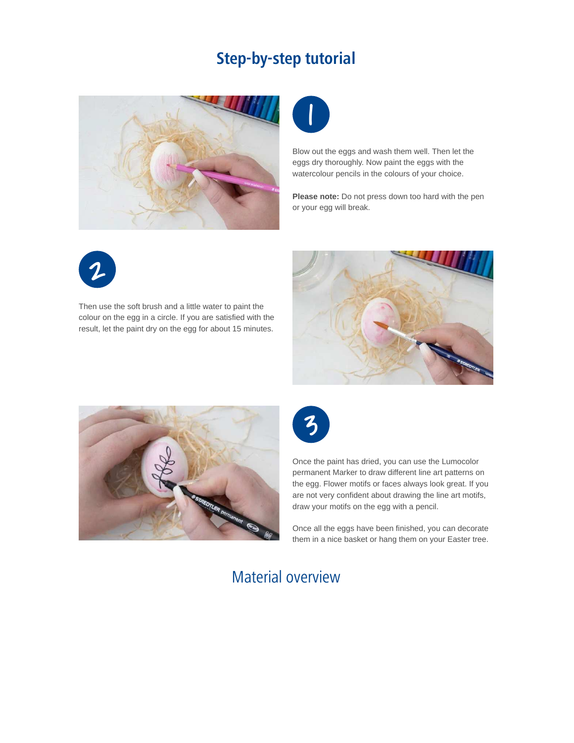## Step-by-step tutorial

1

Blow out the eggs and wash them well. Then let the eggs dry thoroughly. Now paint the eggs with the watercolour pencils in the colours of your choice.

**Please note:** Do not press down too hard with the pen or your egg will break.

2

Then use the soft brush and a little water to paint the colour on the egg in a circle. If you are satisfied with the result, let the paint dry on the egg for about 15 minutes.

3

Once the paint has dried, you can use the Lumocolor permanent Marker to draw different line art patterns on the egg. Flower motifs or faces always look great. If you are not very confident about drawing the line art motifs, draw your motifs on the egg with a pencil.

Once all the eggs have been finished, you can decorate them in a nice basket or hang them on your Easter tree.

## Material overview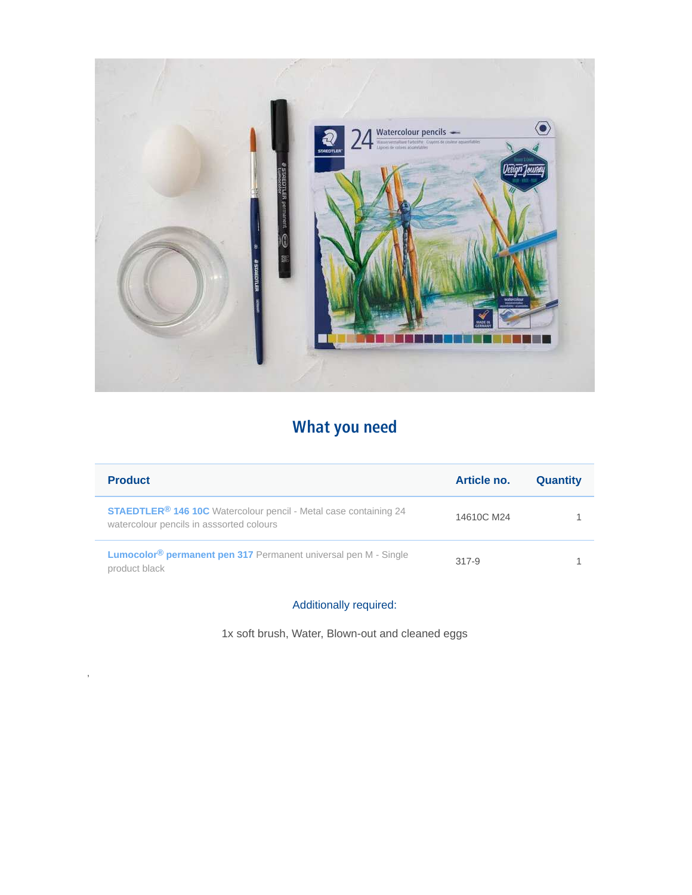## What you need

| Product | Article no. | Quantity |
|---|---|---|
| **STAEDTLER® 146 10C** Watercolour pencil - Metal case containing 24 watercolour pencils in asssorted colours | 14610C M24 | 1 |
| **Lumocolor® permanent pen 317** Permanent universal pen M - Single product black | 317-9 | 1 |

Additionally required:

1x soft brush, Water, Blown-out and cleaned eggs